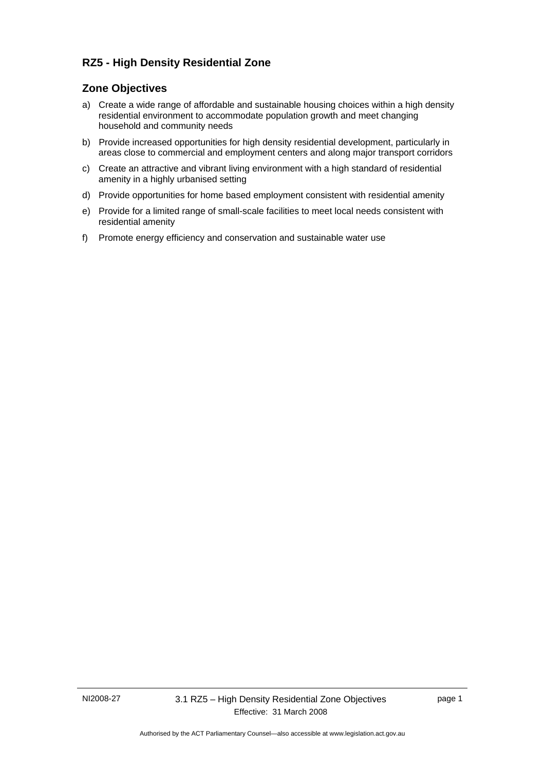## RZ5 - High Density Residential Zone

### Zone Objectives

a) Create a wide range of affordable and sustainable housing choices within a high density residential environment to accommodate population growth and meet changing household and community needs

b) Provide increased opportunities for high density residential development, particularly in areas close to commercial and employment centers and along major transport corridors

c) Create an attractive and vibrant living environment with a high standard of residential amenity in a highly urbanised setting

d) Provide opportunities for home based employment consistent with residential amenity

e) Provide for a limited range of small-scale facilities to meet local needs consistent with residential amenity

f) Promote energy efficiency and conservation and sustainable water use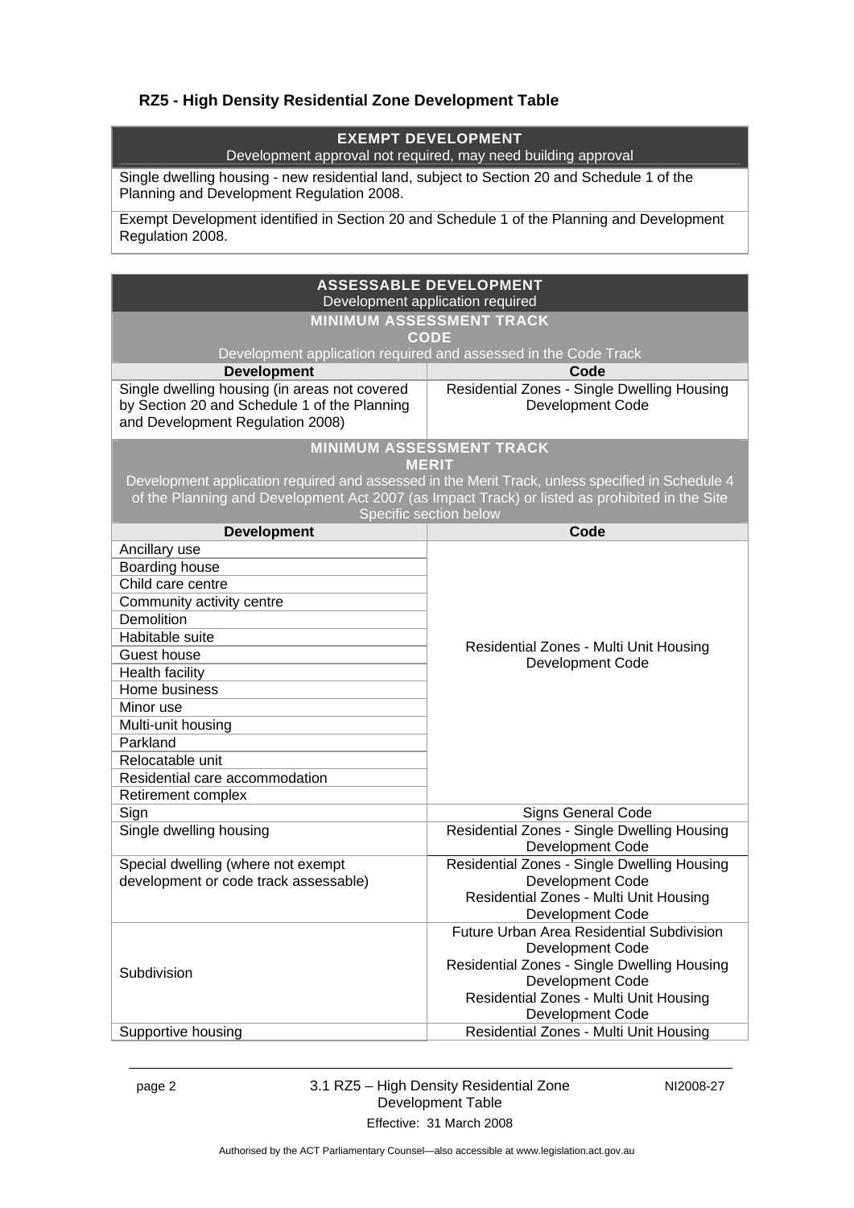## RZ5 - High Density Residential Zone Development Table

| EXEMPT DEVELOPMENT<br>Development approval not required, may need building approval |
|---|
| Single dwelling housing - new residential land, subject to Section 20 and Schedule 1 of the Planning and Development Regulation 2008. |
| Exempt Development identified in Section 20 and Schedule 1 of the Planning and Development Regulation 2008. |

| ASSESSABLE DEVELOPMENT<br>Development application required | |
|---|---|
| **MINIMUM ASSESSMENT TRACK<br>CODE**<br>Development application required and assessed in the Code Track | |
| **Development** | **Code** |
| Single dwelling housing (in areas not covered by Section 20 and Schedule 1 of the Planning and Development Regulation 2008) | Residential Zones - Single Dwelling Housing Development Code |
| **MINIMUM ASSESSMENT TRACK<br>MERIT**<br>Development application required and assessed in the Merit Track, unless specified in Schedule 4 of the Planning and Development Act 2007 (as Impact Track) or listed as prohibited in the Site Specific section below | |
| **Development** | **Code** |
| Ancillary use | Residential Zones - Multi Unit Housing Development Code |
| Boarding house | |
| Child care centre | |
| Community activity centre | |
| Demolition | |
| Habitable suite | |
| Guest house | |
| Health facility | |
| Home business | |
| Minor use | |
| Multi-unit housing | |
| Parkland | |
| Relocatable unit | |
| Residential care accommodation | |
| Retirement complex | |
| Sign | Signs General Code |
| Single dwelling housing | Residential Zones - Single Dwelling Housing Development Code |
| Special dwelling (where not exempt development or code track assessable) | Residential Zones - Single Dwelling Housing Development Code<br>Residential Zones - Multi Unit Housing Development Code |
| Subdivision | Future Urban Area Residential Subdivision Development Code<br>Residential Zones - Single Dwelling Housing Development Code<br>Residential Zones - Multi Unit Housing Development Code |
| Supportive housing | Residential Zones - Multi Unit Housing |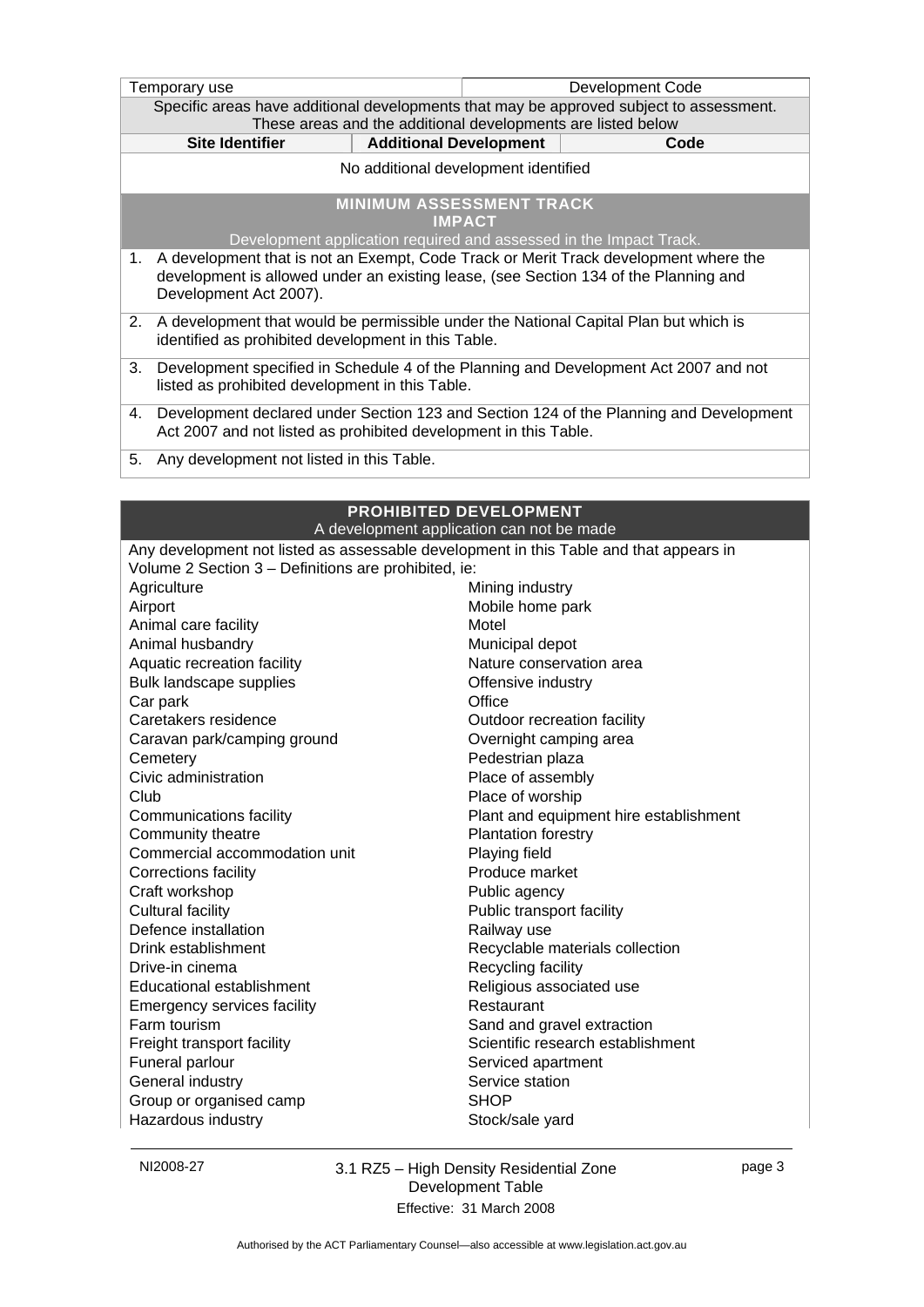| Temporary use | Development Code |
|---|---|

Specific areas have additional developments that may be approved subject to assessment. These areas and the additional developments are listed below

| Site Identifier | Additional Development | Code |
|---|---|---|
| No additional development identified | | |

**MINIMUM ASSESSMENT TRACK**
**IMPACT**
Development application required and assessed in the Impact Track.

1. A development that is not an Exempt, Code Track or Merit Track development where the development is allowed under an existing lease, (see Section 134 of the Planning and Development Act 2007).
2. A development that would be permissible under the National Capital Plan but which is identified as prohibited development in this Table.
3. Development specified in Schedule 4 of the Planning and Development Act 2007 and not listed as prohibited development in this Table.
4. Development declared under Section 123 and Section 124 of the Planning and Development Act 2007 and not listed as prohibited development in this Table.
5. Any development not listed in this Table.

**PROHIBITED DEVELOPMENT**
A development application can not be made

Any development not listed as assessable development in this Table and that appears in Volume 2 Section 3 – Definitions are prohibited, ie:

Agriculture
Airport
Animal care facility
Animal husbandry
Aquatic recreation facility
Bulk landscape supplies
Car park
Caretakers residence
Caravan park/camping ground
Cemetery
Civic administration
Club
Communications facility
Community theatre
Commercial accommodation unit
Corrections facility
Craft workshop
Cultural facility
Defence installation
Drink establishment
Drive-in cinema
Educational establishment
Emergency services facility
Farm tourism
Freight transport facility
Funeral parlour
General industry
Group or organised camp
Hazardous industry
Mining industry
Mobile home park
Motel
Municipal depot
Nature conservation area
Offensive industry
Office
Outdoor recreation facility
Overnight camping area
Pedestrian plaza
Place of assembly
Place of worship
Plant and equipment hire establishment
Plantation forestry
Playing field
Produce market
Public agency
Public transport facility
Railway use
Recyclable materials collection
Recycling facility
Religious associated use
Restaurant
Sand and gravel extraction
Scientific research establishment
Serviced apartment
Service station
SHOP
Stock/sale yard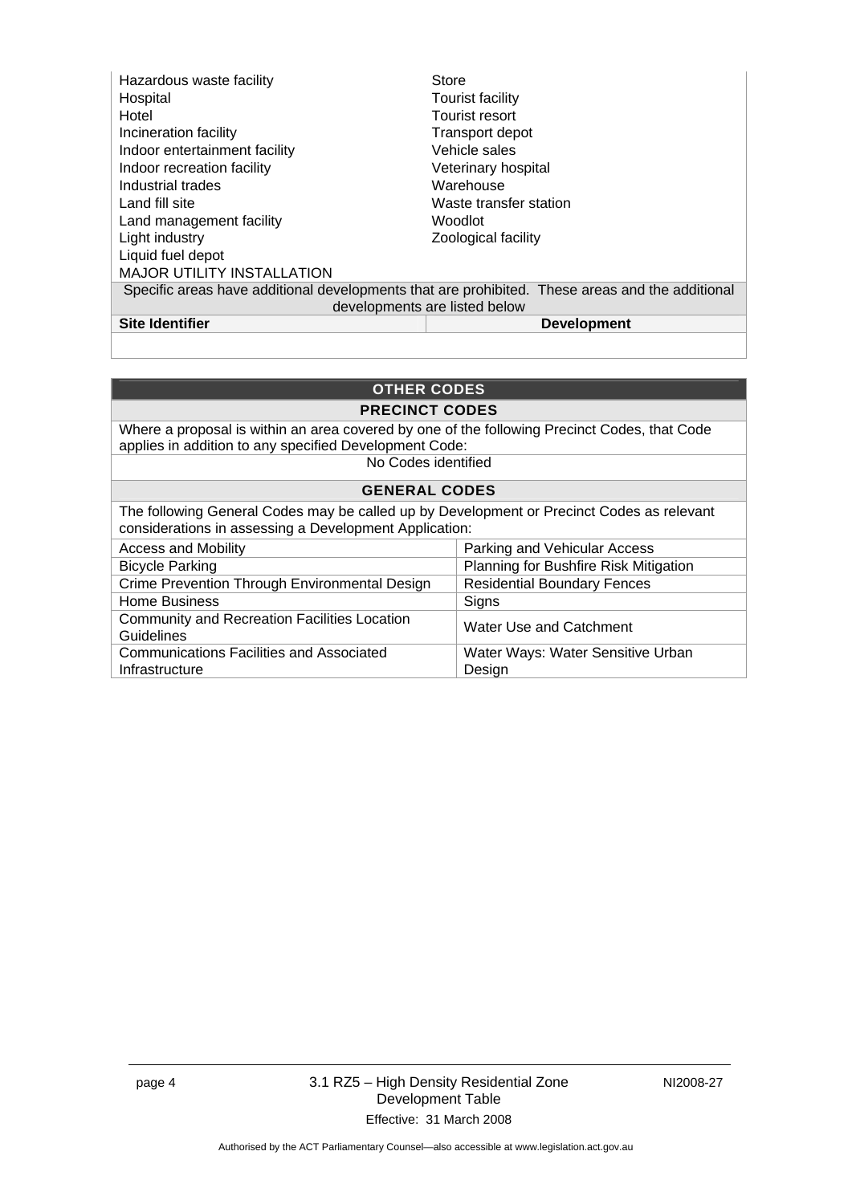| | |
|---|---|
| Hazardous waste facility | Store |
| Hospital | Tourist facility |
| Hotel | Tourist resort |
| Incineration facility | Transport depot |
| Indoor entertainment facility | Vehicle sales |
| Indoor recreation facility | Veterinary hospital |
| Industrial trades | Warehouse |
| Land fill site | Waste transfer station |
| Land management facility | Woodlot |
| Light industry | Zoological facility |
| Liquid fuel depot | |
| MAJOR UTILITY INSTALLATION | |
| Specific areas have additional developments that are prohibited. These areas and the additional developments are listed below | |
| **Site Identifier** | **Development** |
| | |

| OTHER CODES | |
|---|---|
| **PRECINCT CODES** | |
| Where a proposal is within an area covered by one of the following Precinct Codes, that Code applies in addition to any specified Development Code: | |
| No Codes identified | |
| **GENERAL CODES** | |
| The following General Codes may be called up by Development or Precinct Codes as relevant considerations in assessing a Development Application: | |
| Access and Mobility | Parking and Vehicular Access |
| Bicycle Parking | Planning for Bushfire Risk Mitigation |
| Crime Prevention Through Environmental Design | Residential Boundary Fences |
| Home Business | Signs |
| Community and Recreation Facilities Location Guidelines | Water Use and Catchment |
| Communications Facilities and Associated Infrastructure | Water Ways: Water Sensitive Urban Design |